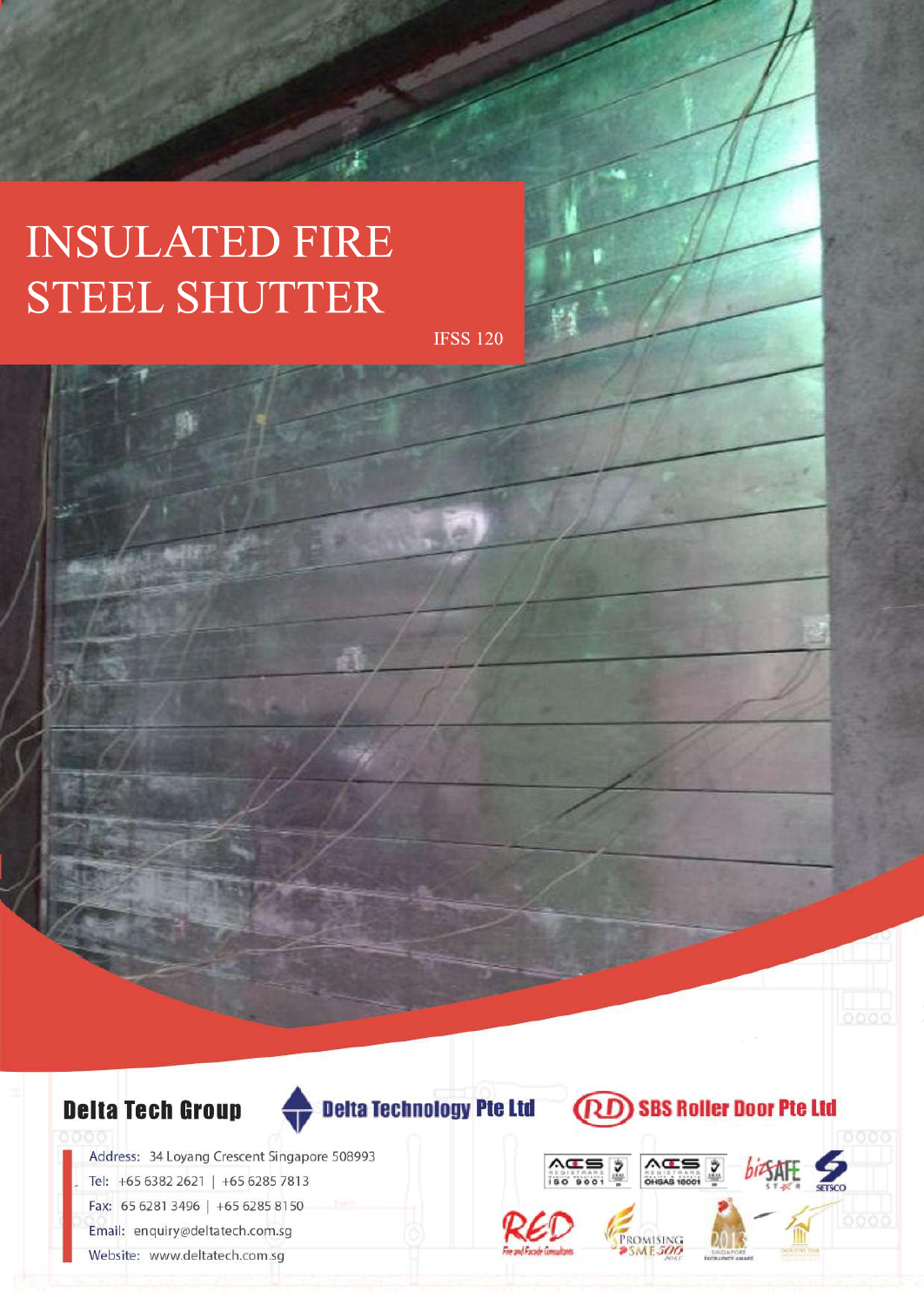# INSULATED FIRE STEEL SHUTTER

IFSS 120

**Delta Tech Group**

**Delta Technology Pte Ltd**

**SBS Roller Door Pte Ltd**

Address: 34 Loyang Crescent Singapore 508993

Tel: +65 6382 2621 | +65 6285 7813

Fax: 65 6281 3496 | +65 6285 8150

Email: enquiry@deltatech.com.sg

Website: www.deltatech.com.sg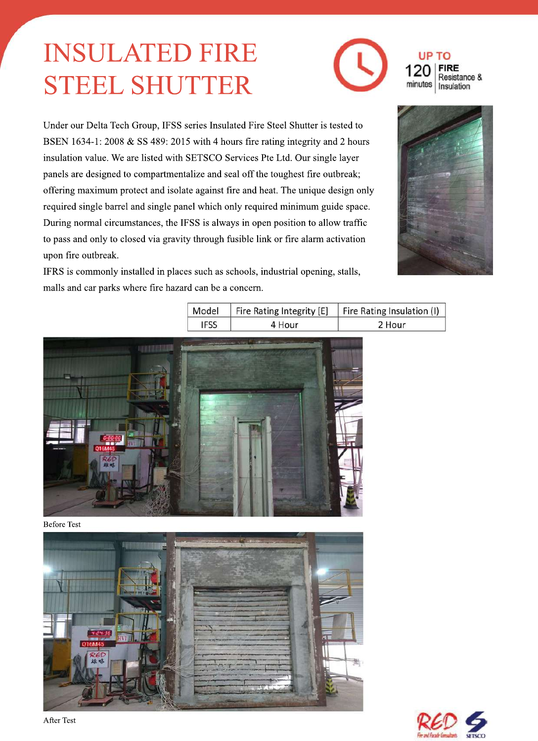# INSULATED FIRE STEEL SHUTTER

UP TO 120 minutes FIRE Resistance & Insulation

Under our Delta Tech Group, IFSS series Insulated Fire Steel Shutter is tested to BSEN 1634-1: 2008 & SS 489: 2015 with 4 hours fire rating integrity and 2 hours insulation value. We are listed with SETSCO Services Pte Ltd. Our single layer panels are designed to compartmentalize and seal off the toughest fire outbreak; offering maximum protect and isolate against fire and heat. The unique design only required single barrel and single panel which only required minimum guide space. During normal circumstances, the IFSS is always in open position to allow traffic to pass and only to closed via gravity through fusible link or fire alarm activation upon fire outbreak.

IFRS is commonly installed in places such as schools, industrial opening, stalls, malls and car parks where fire hazard can be a concern.

| Model | Fire Rating Integrity [E] | Fire Rating Insulation (I) |
| --- | --- | --- |
| IFSS | 4 Hour | 2 Hour |

Before Test

After Test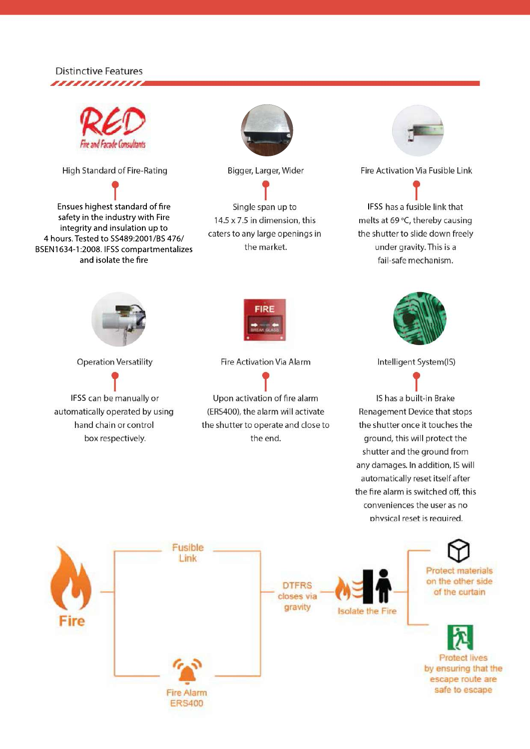## Distinctive Features

### High Standard of Fire-Rating

Ensues highest standard of fire safety in the industry with Fire integrity and insulation up to 4 hours. Tested to SS489:2001/BS 476/ BSEN1634-1:2008. IFSS compartmentalizes and isolate the fire

### Bigger, Larger, Wider

Single span up to 14.5 x 7.5 in dimension, this caters to any large openings in the market.

### Fire Activation Via Fusible Link

IFSS has a fusible link that melts at 69 °C, thereby causing the shutter to slide down freely under gravity. This is a fail-safe mechanism.

### Operation Versatility

IFSS can be manually or automatically operated by using hand chain or control box respectively.

### Fire Activation Via Alarm

Upon activation of fire alarm (ERS400), the alarm will activate the shutter to operate and close to the end.

### Intelligent System(IS)

IS has a built-in Brake Renagement Device that stops the shutter once it touches the ground, this will protect the shutter and the ground from any damages. In addition, IS will automatically reset itself after the fire alarm is switched off, this conveniences the user as no physical reset is required.

Fire → Fusible Link / Fire Alarm ERS400 → DTFRS closes via gravity → Isolate the Fire → Protect materials on the other side of the curtain / Protect lives by ensuring that the escape route are safe to escape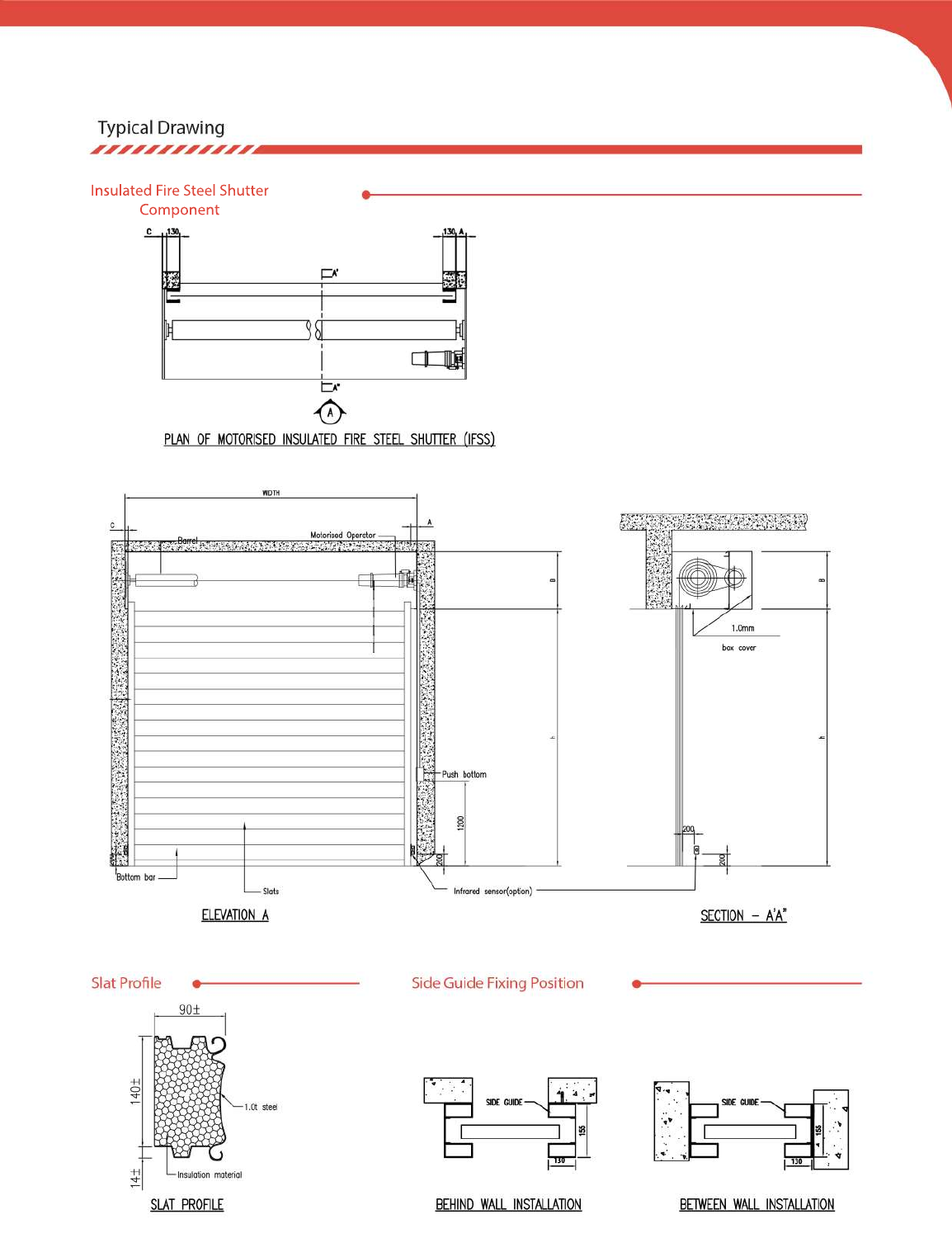## Typical Drawing

### Insulated Fire Steel Shutter Component

C 130 130 A

PLAN OF MOTORISED INSULATED FIRE STEEL SHUTTER (IFSS)

WIDTH

C A

Barrel

Motorised Operator

B

h

Push bottom

1200

200

Bottom bar

Slats

Infrared sensor(option)

ELEVATION A

1.0mm box cover

200

200

SECTION – A'A"

### Slat Profile

90±

140±

1.0t steel

14±

Insulation material

SLAT PROFILE

### Side Guide Fixing Position

SIDE GUIDE

155

130

BEHIND WALL INSTALLATION

SIDE GUIDE

155

130

BETWEEN WALL INSTALLATION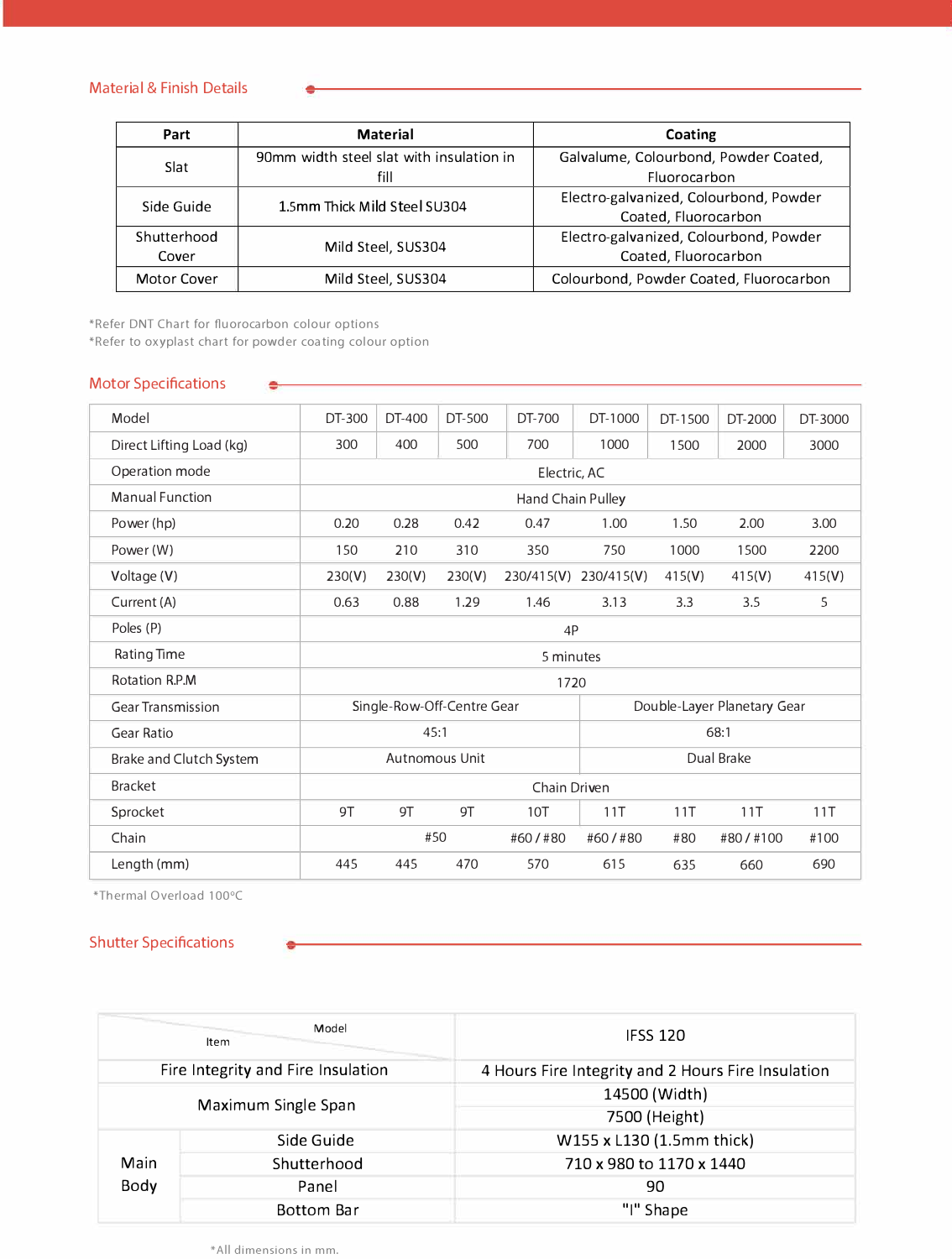## Material & Finish Details

| Part | Material | Coating |
|---|---|---|
| Slat | 90mm width steel slat with insulation in fill | Galvalume, Colourbond, Powder Coated, Fluorocarbon |
| Side Guide | 1.5mm Thick Mild Steel SU304 | Electro-galvanized, Colourbond, Powder Coated, Fluorocarbon |
| Shutterhood Cover | Mild Steel, SUS304 | Electro-galvanized, Colourbond, Powder Coated, Fluorocarbon |
| Motor Cover | Mild Steel, SUS304 | Colourbond, Powder Coated, Fluorocarbon |

*Refer DNT Chart for fluorocarbon colour options
*Refer to oxyplast chart for powder coating colour option

## Motor Specifications

| Model | DT-300 | DT-400 | DT-500 | DT-700 | DT-1000 | DT-1500 | DT-2000 | DT-3000 |
|---|---|---|---|---|---|---|---|---|
| Direct Lifting Load (kg) | 300 | 400 | 500 | 700 | 1000 | 1500 | 2000 | 3000 |
| Operation mode | Electric, AC | | | | | | | |
| Manual Function | Hand Chain Pulley | | | | | | | |
| Power (hp) | 0.20 | 0.28 | 0.42 | 0.47 | 1.00 | 1.50 | 2.00 | 3.00 |
| Power (W) | 150 | 210 | 310 | 350 | 750 | 1000 | 1500 | 2200 |
| Voltage (V) | 230(V) | 230(V) | 230(V) | 230/415(V) | 230/415(V) | 415(V) | 415(V) | 415(V) |
| Current (A) | 0.63 | 0.88 | 1.29 | 1.46 | 3.13 | 3.3 | 3.5 | 5 |
| Poles (P) | 4P | | | | | | | |
| Rating Time | 5 minutes | | | | | | | |
| Rotation R.P.M | 1720 | | | | | | | |
| Gear Transmission | Single-Row-Off-Centre Gear | | | | Double-Layer Planetary Gear | | | |
| Gear Ratio | 45:1 | | | | 68:1 | | | |
| Brake and Clutch System | Autnomous Unit | | | | Dual Brake | | | |
| Bracket | Chain Driven | | | | | | | |
| Sprocket | 9T | 9T | 9T | 10T | 11T | 11T | 11T | 11T |
| Chain | #50 | | | #60 / #80 | #60 / #80 | #80 | #80 / #100 | #100 |
| Length (mm) | 445 | 445 | 470 | 570 | 615 | 635 | 660 | 690 |

*Thermal Overload 100°C

## Shutter Specifications

| Item \ Model | | IFSS 120 |
|---|---|---|
| Fire Integrity and Fire Insulation | | 4 Hours Fire Integrity and 2 Hours Fire Insulation |
| Maximum Single Span | | 14500 (Width) |
| | | 7500 (Height) |
| Main Body | Side Guide | W155 x L130 (1.5mm thick) |
| | Shutterhood | 710 x 980 to 1170 x 1440 |
| | Panel | 90 |
| | Bottom Bar | "I" Shape |

*All dimensions in mm.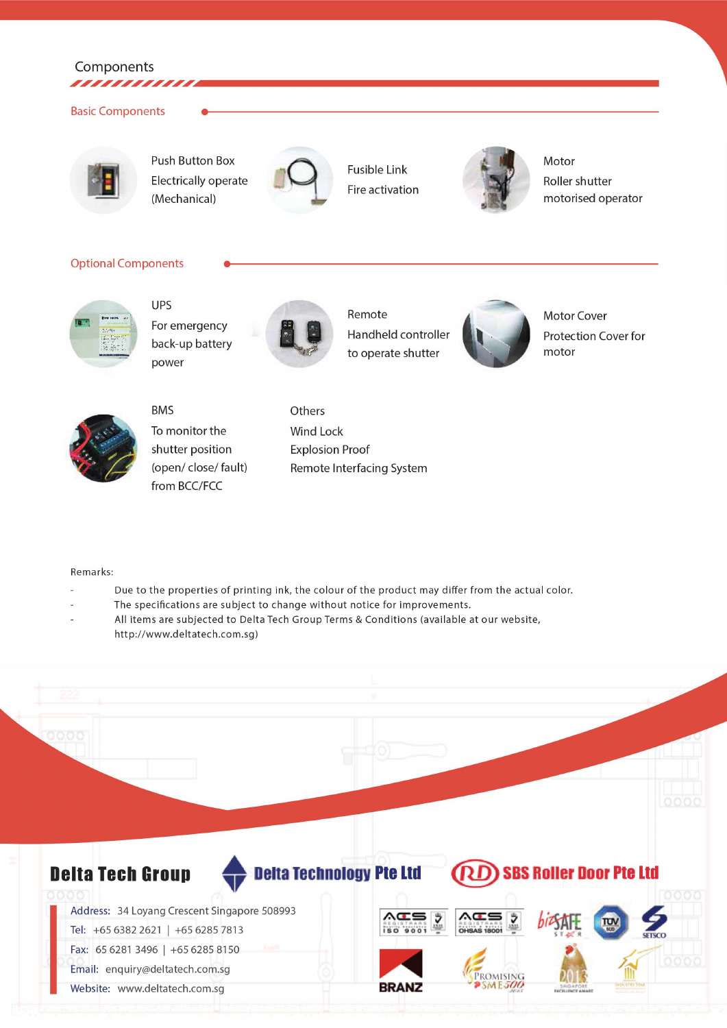## Components

### Basic Components

**Push Button Box**
Electrically operate (Mechanical)

**Fusible Link**
Fire activation

**Motor**
Roller shutter motorised operator

### Optional Components

**UPS**
For emergency back-up battery power

**Remote**
Handheld controller to operate shutter

**Motor Cover**
Protection Cover for motor

**BMS**
To monitor the shutter position (open/ close/ fault) from BCC/FCC

**Others**
Wind Lock
Explosion Proof
Remote Interfacing System

Remarks:

- Due to the properties of printing ink, the colour of the product may differ from the actual color.
- The specifications are subject to change without notice for improvements.
- All items are subjected to Delta Tech Group Terms & Conditions (available at our website, http://www.deltatech.com.sg)

**Delta Tech Group** | **Delta Technology Pte Ltd** | **SBS Roller Door Pte Ltd**

Address: 34 Loyang Crescent Singapore 508993
Tel: +65 6382 2621 | +65 6285 7813
Fax: 65 6281 3496 | +65 6285 8150
Email: enquiry@deltatech.com.sg
Website: www.deltatech.com.sg